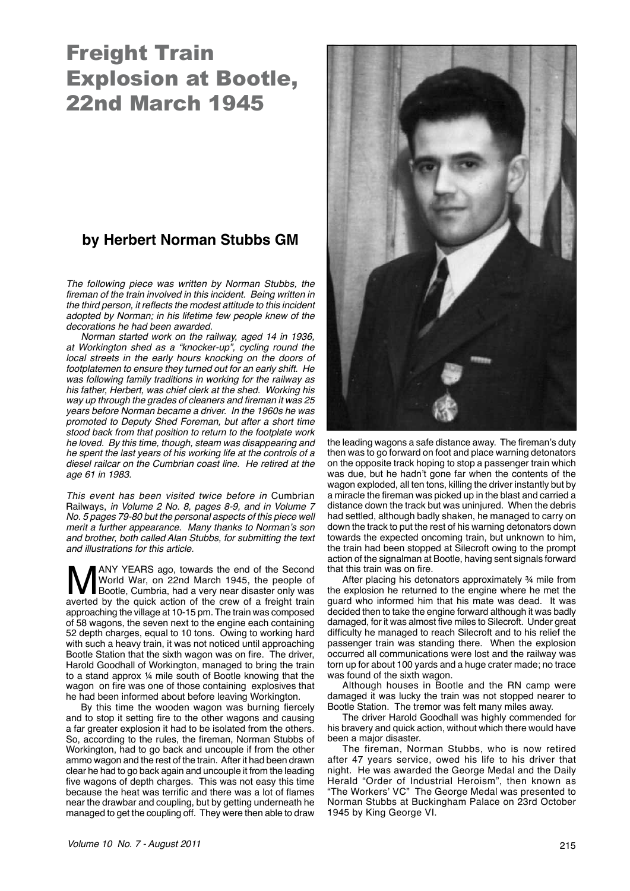# Freight Train Explosion at Bootle, 22nd March 1945

## by Herbert Norman Stubbs GM

*The following piece was written by Norman Stubbs, the fireman of the train involved in this incident. Being written in the third person, it reflects the modest attitude to this incident adopted by Norman; in his lifetime few people knew of the decorations he had been awarded.*

*Norman started work on the railway, aged 14 in 1936, at Workington shed as a "knocker-up", cycling round the local streets in the early hours knocking on the doors of footplatemen to ensure they turned out for an early shift. He was following family traditions in working for the railway as his father, Herbert, was chief clerk at the shed. Working his way up through the grades of cleaners and fireman it was 25 years before Norman became a driver. In the 1960s he was promoted to Deputy Shed Foreman, but after a short time stood back from that position to return to the footplate work he loved. By this time, though, steam was disappearing and he spent the last years of his working life at the controls of a diesel railcar on the Cumbrian coast line. He retired at the age 61 in 1983.*

*This event has been visited twice before in* Cumbrian Railways, *in Volume 2 No. 8, pages 8-9, and in Volume 7 No. 5 pages 79-80 but the personal aspects of this piece well merit a further appearance. Many thanks to Norman's son and brother, both called Alan Stubbs, for submitting the text and illustrations for this article.*

MANY YEARS ago, towards the end of the Second World War, on 22nd March 1945, the people of Bootle, Cumbria, had a very near disaster only was averted by the quick action of the crew of a freight train approaching the village at 10-15 pm. The train was composed of 58 wagons, the seven next to the engine each containing 52 depth charges, equal to 10 tons. Owing to working hard with such a heavy train, it was not noticed until approaching Bootle Station that the sixth wagon was on fire. The driver, Harold Goodhall of Workington, managed to bring the train to a stand approx ¼ mile south of Bootle knowing that the wagon on fire was one of those containing explosives that he had been informed about before leaving Workington.

By this time the wooden wagon was burning fiercely and to stop it setting fire to the other wagons and causing a far greater explosion it had to be isolated from the others. So, according to the rules, the fireman, Norman Stubbs of Workington, had to go back and uncouple it from the other ammo wagon and the rest of the train. After it had been drawn clear he had to go back again and uncouple it from the leading five wagons of depth charges. This was not easy this time because the heat was terrific and there was a lot of flames near the drawbar and coupling, but by getting underneath he managed to get the coupling off. They were then able to draw the leading wagons a safe distance away. The fireman's duty then was to go forward on foot and place warning detonators on the opposite track hoping to stop a passenger train which was due, but he hadn't gone far when the contents of the wagon exploded, all ten tons, killing the driver instantly but by a miracle the fireman was picked up in the blast and carried a distance down the track but was uninjured. When the debris had settled, although badly shaken, he managed to carry on down the track to put the rest of his warning detonators down towards the expected oncoming train, but unknown to him, the train had been stopped at Silecroft owing to the prompt action of the signalman at Bootle, having sent signals forward that this train was on fire.

After placing his detonators approximately ¾ mile from the explosion he returned to the engine where he met the guard who informed him that his mate was dead. It was decided then to take the engine forward although it was badly damaged, for it was almost five miles to Silecroft. Under great difficulty he managed to reach Silecroft and to his relief the passenger train was standing there. When the explosion occurred all communications were lost and the railway was torn up for about 100 yards and a huge crater made; no trace was found of the sixth wagon.

Although houses in Bootle and the RN camp were damaged it was lucky the train was not stopped nearer to Bootle Station. The tremor was felt many miles away.

The driver Harold Goodhall was highly commended for his bravery and quick action, without which there would have been a major disaster.

The fireman, Norman Stubbs, who is now retired after 47 years service, owed his life to his driver that night. He was awarded the George Medal and the Daily Herald "Order of Industrial Heroism", then known as "The Workers' VC" The George Medal was presented to Norman Stubbs at Buckingham Palace on 23rd October 1945 by King George VI.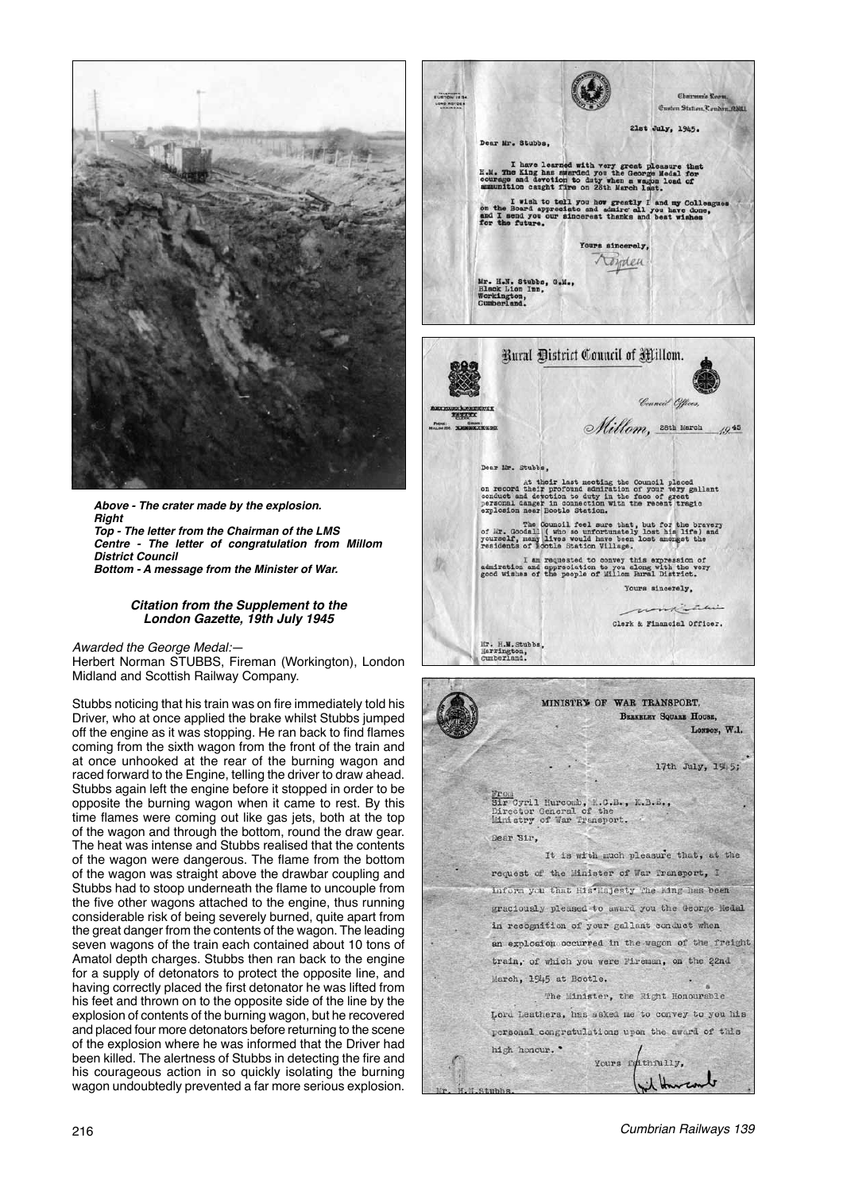***Above - The crater made by the explosion.***
***Right***
***Top - The letter from the Chairman of the LMS***
***Centre - The letter of congratulation from Millom District Council***
***Bottom - A message from the Minister of War.***

***Citation from the Supplement to the London Gazette, 19th July 1945***

*Awarded the George Medal:—*
Herbert Norman STUBBS, Fireman (Workington), London Midland and Scottish Railway Company.

Stubbs noticing that his train was on fire immediately told his Driver, who at once applied the brake whilst Stubbs jumped off the engine as it was stopping. He ran back to find flames coming from the sixth wagon from the front of the train and at once unhooked at the rear of the burning wagon and raced forward to the Engine, telling the driver to draw ahead. Stubbs again left the engine before it stopped in order to be opposite the burning wagon when it came to rest. By this time flames were coming out like gas jets, both at the top of the wagon and through the bottom, round the draw gear. The heat was intense and Stubbs realised that the contents of the wagon were dangerous. The flame from the bottom of the wagon was straight above the drawbar coupling and Stubbs had to stoop underneath the flame to uncouple from the five other wagons attached to the engine, thus running considerable risk of being severely burned, quite apart from the great danger from the contents of the wagon. The leading seven wagons of the train each contained about 10 tons of Amatol depth charges. Stubbs then ran back to the engine for a supply of detonators to protect the opposite line, and having correctly placed the first detonator he was lifted from his feet and thrown on to the opposite side of the line by the explosion of contents of the burning wagon, but he recovered and placed four more detonators before returning to the scene of the explosion where he was informed that the Driver had been killed. The alertness of Stubbs in detecting the fire and his courageous action in so quickly isolating the burning wagon undoubtedly prevented a far more serious explosion.